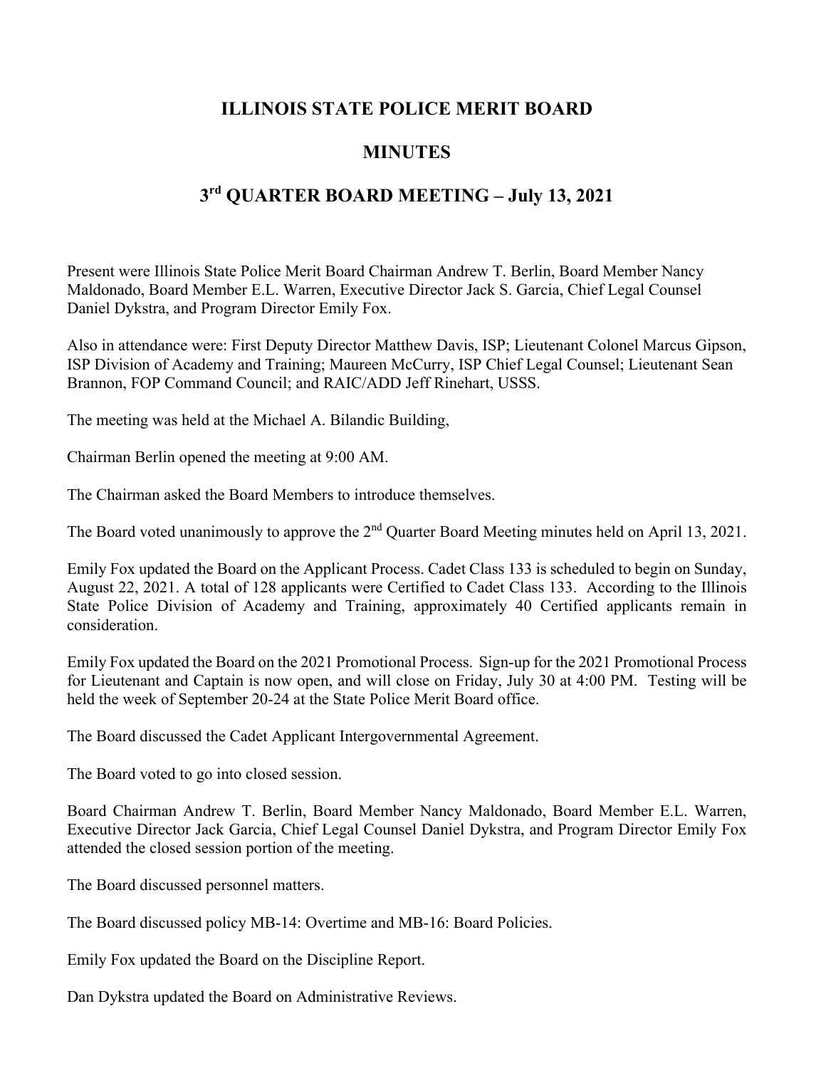# ILLINOIS STATE POLICE MERIT BOARD

# MINUTES

# 3rd QUARTER BOARD MEETING – July 13, 2021

Present were Illinois State Police Merit Board Chairman Andrew T. Berlin, Board Member Nancy Maldonado, Board Member E.L. Warren, Executive Director Jack S. Garcia, Chief Legal Counsel Daniel Dykstra, and Program Director Emily Fox.

Also in attendance were: First Deputy Director Matthew Davis, ISP; Lieutenant Colonel Marcus Gipson, ISP Division of Academy and Training; Maureen McCurry, ISP Chief Legal Counsel; Lieutenant Sean Brannon, FOP Command Council; and RAIC/ADD Jeff Rinehart, USSS.

The meeting was held at the Michael A. Bilandic Building,

Chairman Berlin opened the meeting at 9:00 AM.

The Chairman asked the Board Members to introduce themselves.

The Board voted unanimously to approve the 2nd Quarter Board Meeting minutes held on April 13, 2021.

Emily Fox updated the Board on the Applicant Process. Cadet Class 133 is scheduled to begin on Sunday, August 22, 2021. A total of 128 applicants were Certified to Cadet Class 133. According to the Illinois State Police Division of Academy and Training, approximately 40 Certified applicants remain in consideration.

Emily Fox updated the Board on the 2021 Promotional Process. Sign-up for the 2021 Promotional Process for Lieutenant and Captain is now open, and will close on Friday, July 30 at 4:00 PM. Testing will be held the week of September 20-24 at the State Police Merit Board office.

The Board discussed the Cadet Applicant Intergovernmental Agreement.

The Board voted to go into closed session.

Board Chairman Andrew T. Berlin, Board Member Nancy Maldonado, Board Member E.L. Warren, Executive Director Jack Garcia, Chief Legal Counsel Daniel Dykstra, and Program Director Emily Fox attended the closed session portion of the meeting.

The Board discussed personnel matters.

The Board discussed policy MB-14: Overtime and MB-16: Board Policies.

Emily Fox updated the Board on the Discipline Report.

Dan Dykstra updated the Board on Administrative Reviews.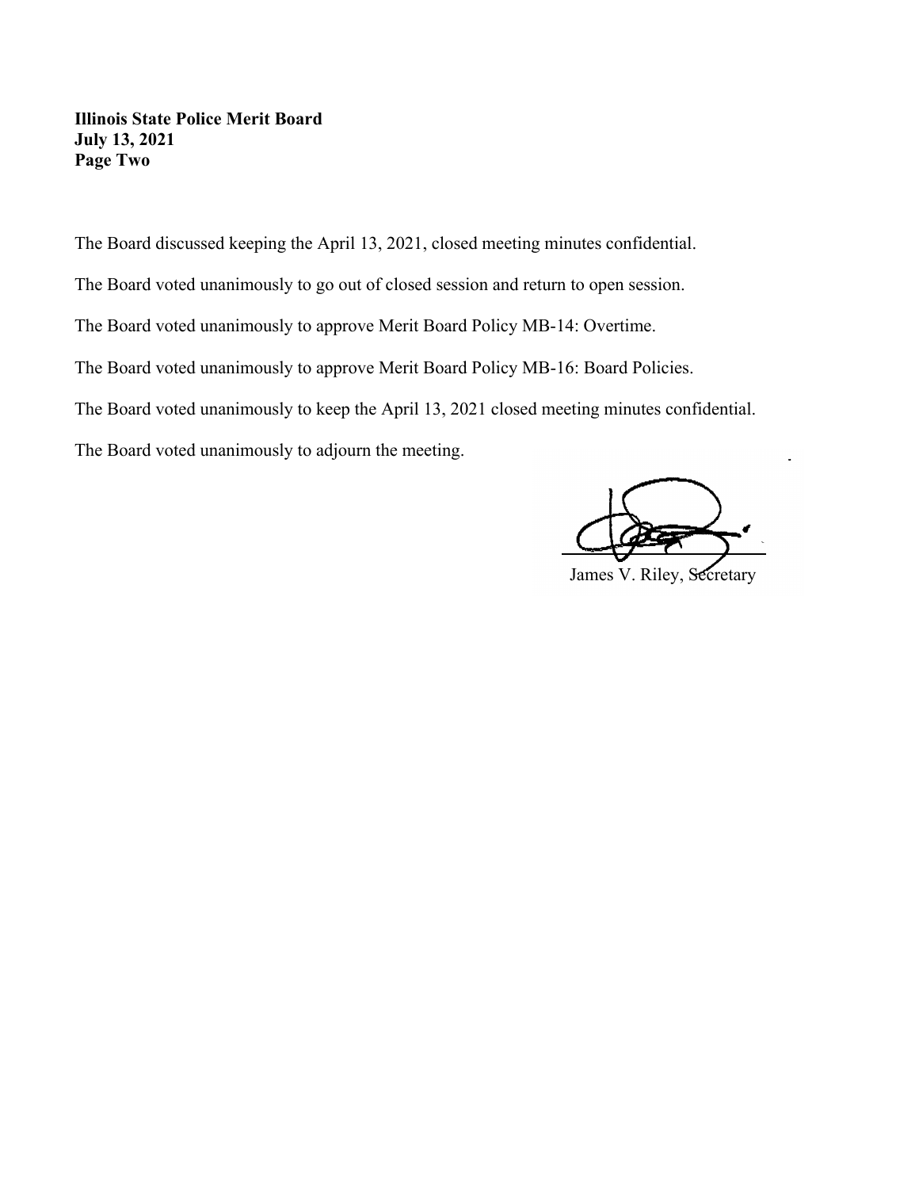The Board discussed keeping the April 13, 2021, closed meeting minutes confidential.

The Board voted unanimously to go out of closed session and return to open session.

The Board voted unanimously to approve Merit Board Policy MB-14: Overtime.

The Board voted unanimously to approve Merit Board Policy MB-16: Board Policies.

The Board voted unanimously to keep the April 13, 2021 closed meeting minutes confidential.

The Board voted unanimously to adjourn the meeting.

James V. Riley, Secretary